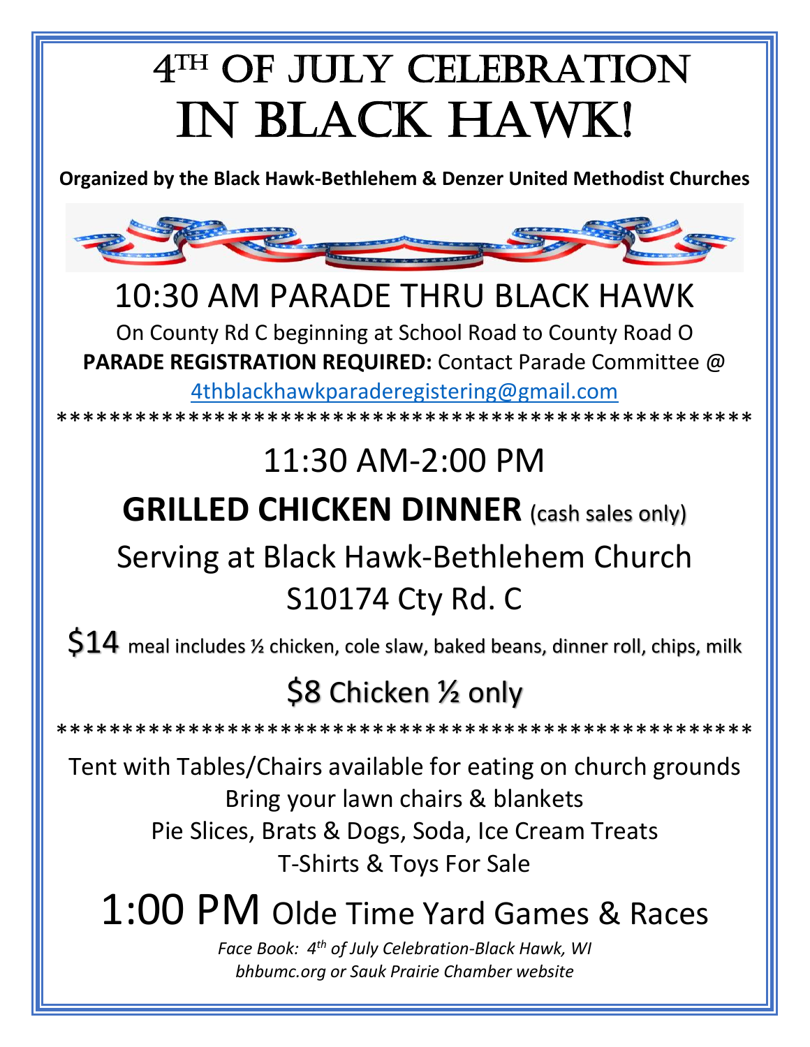# 4th OF JULY CELEBRATION IN BLACK HAWK!

**Organized by the Black Hawk-Bethlehem & Denzer United Methodist Churches**

## 10:30 AM PARADE THRU BLACK HAWK

On County Rd C beginning at School Road to County Road O

**PARADE REGISTRATION REQUIRED:** Contact Parade Committee @ 4thblackhawkparaderegistering@gmail.com

***************************************************

## 11:30 AM-2:00 PM

## GRILLED CHICKEN DINNER (cash sales only)

Serving at Black Hawk-Bethlehem Church
S10174 Cty Rd. C

$14 meal includes ½ chicken, cole slaw, baked beans, dinner roll, chips, milk

$8 Chicken ½ only

***************************************************

Tent with Tables/Chairs available for eating on church grounds
Bring your lawn chairs & blankets
Pie Slices, Brats & Dogs, Soda, Ice Cream Treats
T-Shirts & Toys For Sale

## 1:00 PM Olde Time Yard Games & Races

*Face Book: 4th of July Celebration-Black Hawk, WI*
*bhbumc.org or Sauk Prairie Chamber website*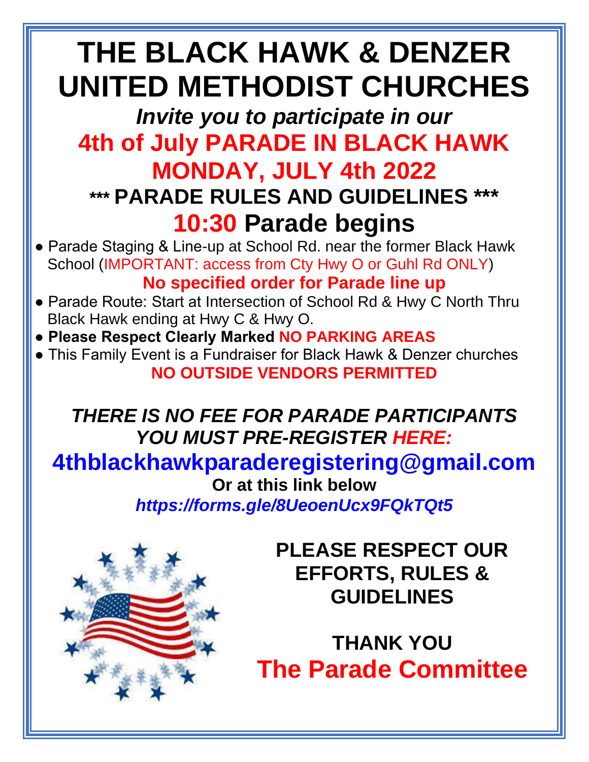# THE BLACK HAWK & DENZER UNITED METHODIST CHURCHES

***Invite you to participate in our***

## 4th of July PARADE IN BLACK HAWK

## MONDAY, JULY 4th 2022

### *** PARADE RULES AND GUIDELINES ***

## 10:30 Parade begins

- Parade Staging & Line-up at School Rd. near the former Black Hawk School (IMPORTANT: access from Cty Hwy O or Guhl Rd ONLY)

**No specified order for Parade line up**

- Parade Route: Start at Intersection of School Rd & Hwy C North Thru Black Hawk ending at Hwy C & Hwy O.
- **Please Respect Clearly Marked NO PARKING AREAS**
- This Family Event is a Fundraiser for Black Hawk & Denzer churches

**NO OUTSIDE VENDORS PERMITTED**

***THERE IS NO FEE FOR PARADE PARTICIPANTS***

***YOU MUST PRE-REGISTER HERE:***

**4thblackhawkparaderegistering@gmail.com**

**Or at this link below**

***https://forms.gle/8UeoenUcx9FQkTQt5***

**PLEASE RESPECT OUR EFFORTS, RULES & GUIDELINES**

**THANK YOU**

**The Parade Committee**